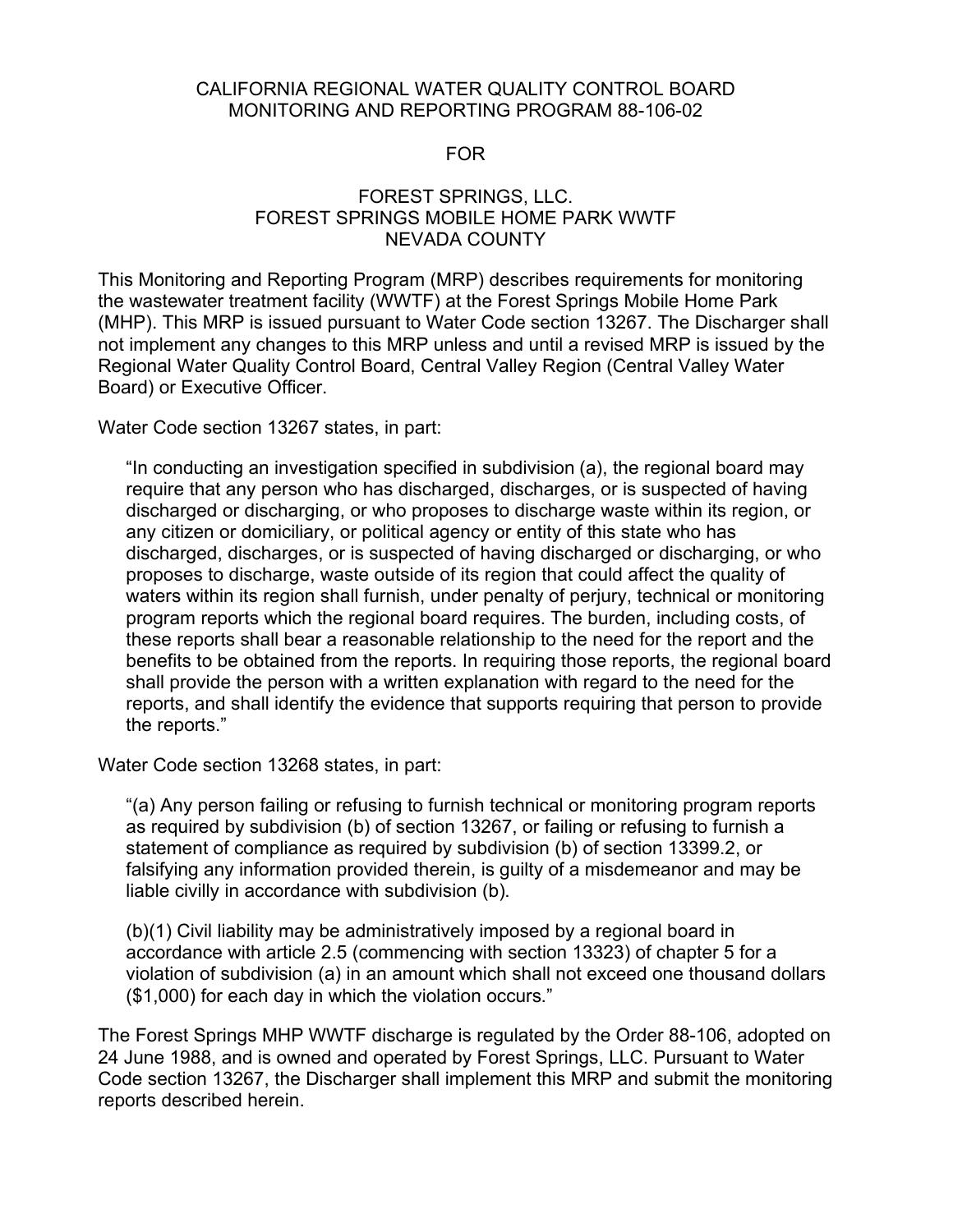# CALIFORNIA REGIONAL WATER QUALITY CONTROL BOARD MONITORING AND REPORTING PROGRAM 88-106-02

FOR

## FOREST SPRINGS, LLC. FOREST SPRINGS MOBILE HOME PARK WWTF NEVADA COUNTY

This Monitoring and Reporting Program (MRP) describes requirements for monitoring the wastewater treatment facility (WWTF) at the Forest Springs Mobile Home Park (MHP). This MRP is issued pursuant to Water Code section 13267. The Discharger shall not implement any changes to this MRP unless and until a revised MRP is issued by the Regional Water Quality Control Board, Central Valley Region (Central Valley Water Board) or Executive Officer.

Water Code section 13267 states, in part:

> "In conducting an investigation specified in subdivision (a), the regional board may require that any person who has discharged, discharges, or is suspected of having discharged or discharging, or who proposes to discharge waste within its region, or any citizen or domiciliary, or political agency or entity of this state who has discharged, discharges, or is suspected of having discharged or discharging, or who proposes to discharge, waste outside of its region that could affect the quality of waters within its region shall furnish, under penalty of perjury, technical or monitoring program reports which the regional board requires. The burden, including costs, of these reports shall bear a reasonable relationship to the need for the report and the benefits to be obtained from the reports. In requiring those reports, the regional board shall provide the person with a written explanation with regard to the need for the reports, and shall identify the evidence that supports requiring that person to provide the reports."

Water Code section 13268 states, in part:

> "(a) Any person failing or refusing to furnish technical or monitoring program reports as required by subdivision (b) of section 13267, or failing or refusing to furnish a statement of compliance as required by subdivision (b) of section 13399.2, or falsifying any information provided therein, is guilty of a misdemeanor and may be liable civilly in accordance with subdivision (b).
>
> (b)(1) Civil liability may be administratively imposed by a regional board in accordance with article 2.5 (commencing with section 13323) of chapter 5 for a violation of subdivision (a) in an amount which shall not exceed one thousand dollars ($1,000) for each day in which the violation occurs."

The Forest Springs MHP WWTF discharge is regulated by the Order 88-106, adopted on 24 June 1988, and is owned and operated by Forest Springs, LLC. Pursuant to Water Code section 13267, the Discharger shall implement this MRP and submit the monitoring reports described herein.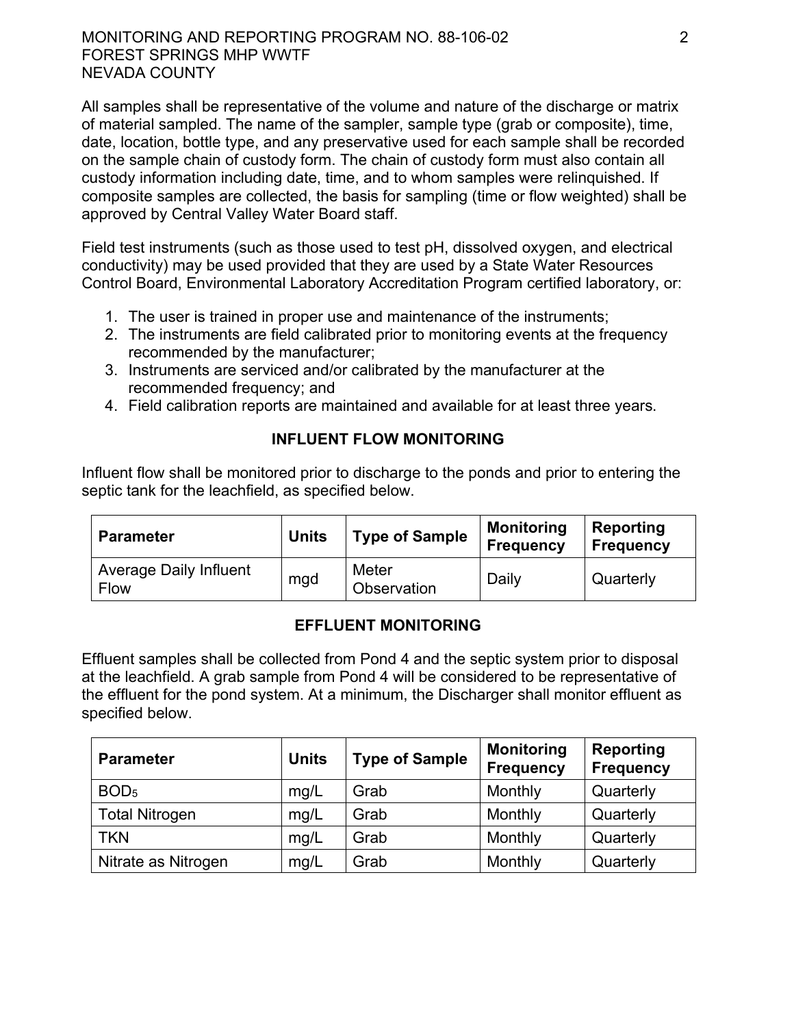All samples shall be representative of the volume and nature of the discharge or matrix of material sampled. The name of the sampler, sample type (grab or composite), time, date, location, bottle type, and any preservative used for each sample shall be recorded on the sample chain of custody form. The chain of custody form must also contain all custody information including date, time, and to whom samples were relinquished. If composite samples are collected, the basis for sampling (time or flow weighted) shall be approved by Central Valley Water Board staff.

Field test instruments (such as those used to test pH, dissolved oxygen, and electrical conductivity) may be used provided that they are used by a State Water Resources Control Board, Environmental Laboratory Accreditation Program certified laboratory, or:

1. The user is trained in proper use and maintenance of the instruments;
2. The instruments are field calibrated prior to monitoring events at the frequency recommended by the manufacturer;
3. Instruments are serviced and/or calibrated by the manufacturer at the recommended frequency; and
4. Field calibration reports are maintained and available for at least three years.

## INFLUENT FLOW MONITORING

Influent flow shall be monitored prior to discharge to the ponds and prior to entering the septic tank for the leachfield, as specified below.

| Parameter | Units | Type of Sample | Monitoring Frequency | Reporting Frequency |
|---|---|---|---|---|
| Average Daily Influent Flow | mgd | Meter Observation | Daily | Quarterly |

## EFFLUENT MONITORING

Effluent samples shall be collected from Pond 4 and the septic system prior to disposal at the leachfield. A grab sample from Pond 4 will be considered to be representative of the effluent for the pond system. At a minimum, the Discharger shall monitor effluent as specified below.

| Parameter | Units | Type of Sample | Monitoring Frequency | Reporting Frequency |
|---|---|---|---|---|
| $BOD_5$ | mg/L | Grab | Monthly | Quarterly |
| Total Nitrogen | mg/L | Grab | Monthly | Quarterly |
| TKN | mg/L | Grab | Monthly | Quarterly |
| Nitrate as Nitrogen | mg/L | Grab | Monthly | Quarterly |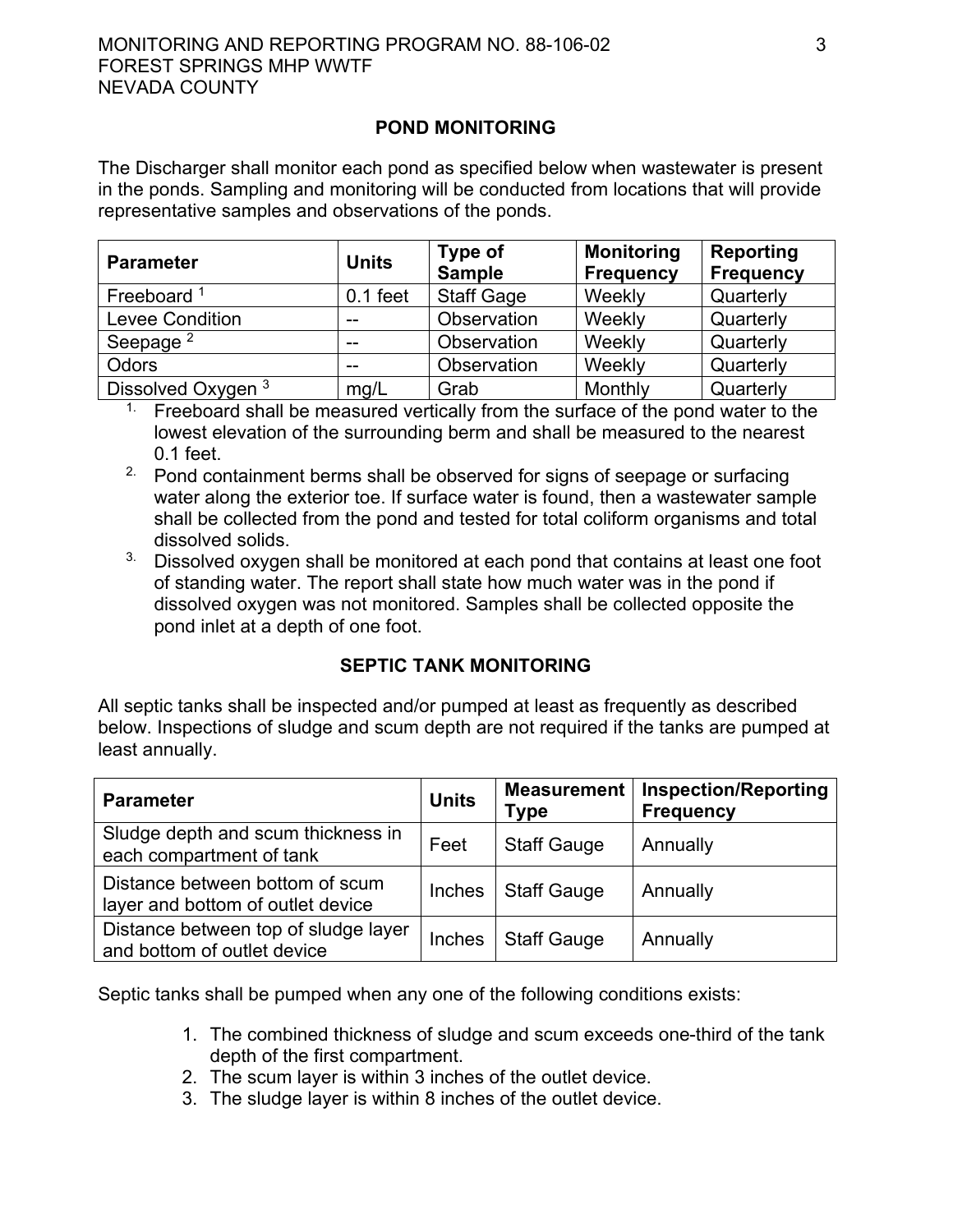## POND MONITORING

The Discharger shall monitor each pond as specified below when wastewater is present in the ponds. Sampling and monitoring will be conducted from locations that will provide representative samples and observations of the ponds.

| Parameter | Units | Type of Sample | Monitoring Frequency | Reporting Frequency |
|---|---|---|---|---|
| Freeboard [1] | 0.1 feet | Staff Gage | Weekly | Quarterly |
| Levee Condition | -- | Observation | Weekly | Quarterly |
| Seepage [2] | -- | Observation | Weekly | Quarterly |
| Odors | -- | Observation | Weekly | Quarterly |
| Dissolved Oxygen [3] | mg/L | Grab | Monthly | Quarterly |

1. Freeboard shall be measured vertically from the surface of the pond water to the lowest elevation of the surrounding berm and shall be measured to the nearest 0.1 feet.
2. Pond containment berms shall be observed for signs of seepage or surfacing water along the exterior toe. If surface water is found, then a wastewater sample shall be collected from the pond and tested for total coliform organisms and total dissolved solids.
3. Dissolved oxygen shall be monitored at each pond that contains at least one foot of standing water. The report shall state how much water was in the pond if dissolved oxygen was not monitored. Samples shall be collected opposite the pond inlet at a depth of one foot.

## SEPTIC TANK MONITORING

All septic tanks shall be inspected and/or pumped at least as frequently as described below. Inspections of sludge and scum depth are not required if the tanks are pumped at least annually.

| Parameter | Units | Measurement Type | Inspection/Reporting Frequency |
|---|---|---|---|
| Sludge depth and scum thickness in each compartment of tank | Feet | Staff Gauge | Annually |
| Distance between bottom of scum layer and bottom of outlet device | Inches | Staff Gauge | Annually |
| Distance between top of sludge layer and bottom of outlet device | Inches | Staff Gauge | Annually |

Septic tanks shall be pumped when any one of the following conditions exists:

1. The combined thickness of sludge and scum exceeds one-third of the tank depth of the first compartment.
2. The scum layer is within 3 inches of the outlet device.
3. The sludge layer is within 8 inches of the outlet device.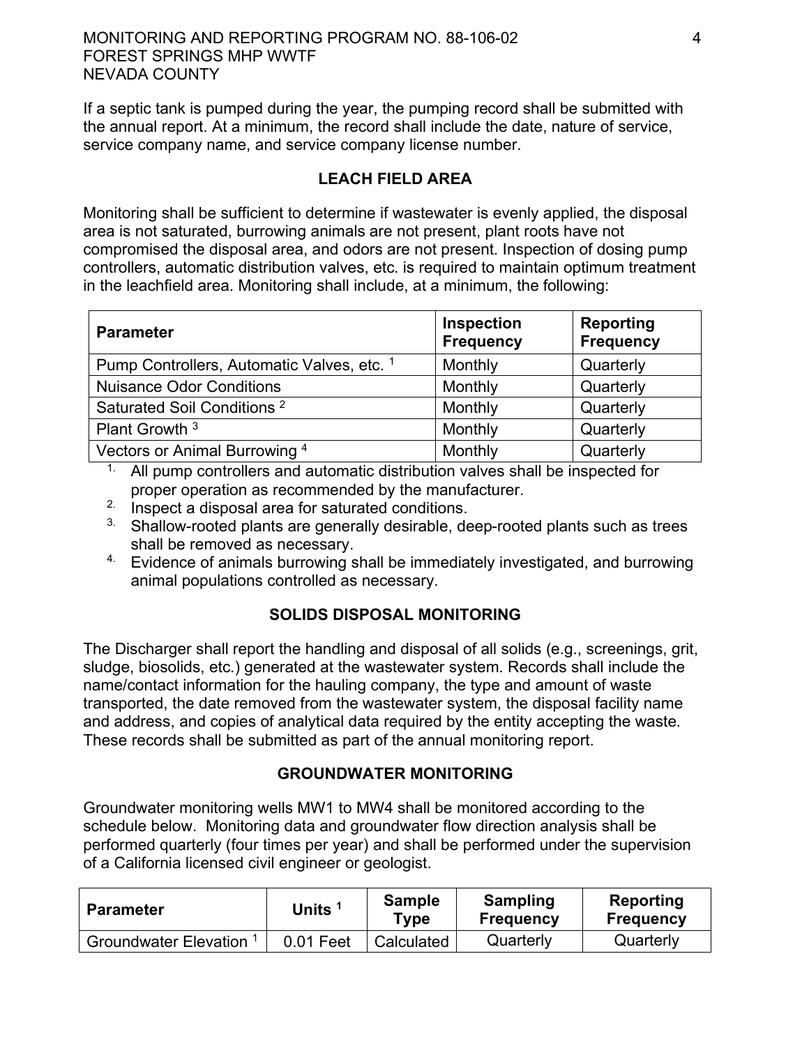If a septic tank is pumped during the year, the pumping record shall be submitted with the annual report. At a minimum, the record shall include the date, nature of service, service company name, and service company license number.

## LEACH FIELD AREA

Monitoring shall be sufficient to determine if wastewater is evenly applied, the disposal area is not saturated, burrowing animals are not present, plant roots have not compromised the disposal area, and odors are not present. Inspection of dosing pump controllers, automatic distribution valves, etc. is required to maintain optimum treatment in the leachfield area. Monitoring shall include, at a minimum, the following:

| Parameter | Inspection Frequency | Reporting Frequency |
|---|---|---|
| Pump Controllers, Automatic Valves, etc. [1] | Monthly | Quarterly |
| Nuisance Odor Conditions | Monthly | Quarterly |
| Saturated Soil Conditions [2] | Monthly | Quarterly |
| Plant Growth [3] | Monthly | Quarterly |
| Vectors or Animal Burrowing [4] | Monthly | Quarterly |

1. All pump controllers and automatic distribution valves shall be inspected for proper operation as recommended by the manufacturer.
2. Inspect a disposal area for saturated conditions.
3. Shallow-rooted plants are generally desirable, deep-rooted plants such as trees shall be removed as necessary.
4. Evidence of animals burrowing shall be immediately investigated, and burrowing animal populations controlled as necessary.

## SOLIDS DISPOSAL MONITORING

The Discharger shall report the handling and disposal of all solids (e.g., screenings, grit, sludge, biosolids, etc.) generated at the wastewater system. Records shall include the name/contact information for the hauling company, the type and amount of waste transported, the date removed from the wastewater system, the disposal facility name and address, and copies of analytical data required by the entity accepting the waste. These records shall be submitted as part of the annual monitoring report.

## GROUNDWATER MONITORING

Groundwater monitoring wells MW1 to MW4 shall be monitored according to the schedule below. Monitoring data and groundwater flow direction analysis shall be performed quarterly (four times per year) and shall be performed under the supervision of a California licensed civil engineer or geologist.

| Parameter | Units [1] | Sample Type | Sampling Frequency | Reporting Frequency |
|---|---|---|---|---|
| Groundwater Elevation [1] | 0.01 Feet | Calculated | Quarterly | Quarterly |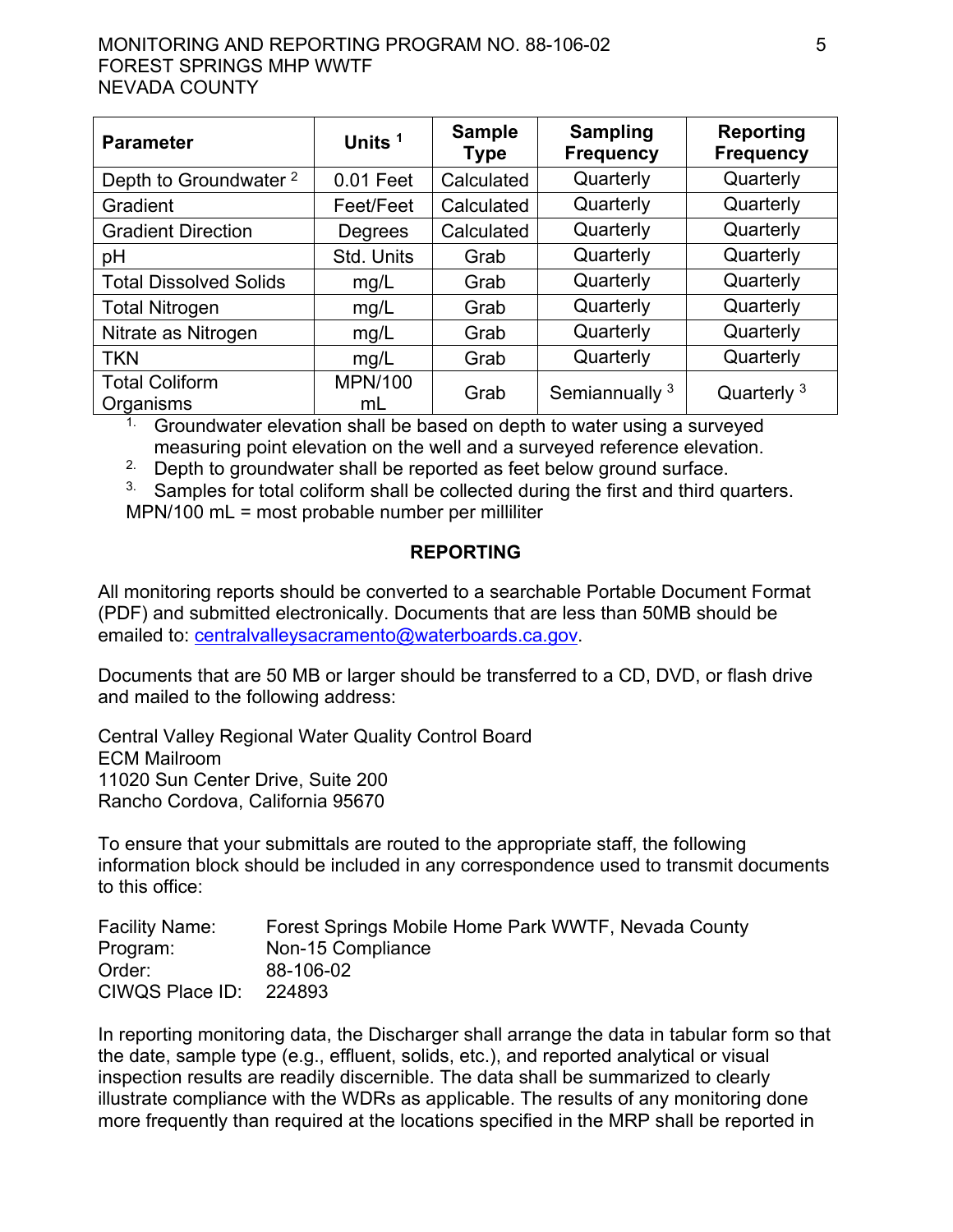| Parameter | Units [1] | Sample Type | Sampling Frequency | Reporting Frequency |
|---|---|---|---|---|
| Depth to Groundwater [2] | 0.01 Feet | Calculated | Quarterly | Quarterly |
| Gradient | Feet/Feet | Calculated | Quarterly | Quarterly |
| Gradient Direction | Degrees | Calculated | Quarterly | Quarterly |
| pH | Std. Units | Grab | Quarterly | Quarterly |
| Total Dissolved Solids | mg/L | Grab | Quarterly | Quarterly |
| Total Nitrogen | mg/L | Grab | Quarterly | Quarterly |
| Nitrate as Nitrogen | mg/L | Grab | Quarterly | Quarterly |
| TKN | mg/L | Grab | Quarterly | Quarterly |
| Total Coliform Organisms | MPN/100 mL | Grab | Semiannually [3] | Quarterly [3] |

1. Groundwater elevation shall be based on depth to water using a surveyed measuring point elevation on the well and a surveyed reference elevation.
2. Depth to groundwater shall be reported as feet below ground surface.
3. Samples for total coliform shall be collected during the first and third quarters.

MPN/100 mL = most probable number per milliliter

## REPORTING

All monitoring reports should be converted to a searchable Portable Document Format (PDF) and submitted electronically. Documents that are less than 50MB should be emailed to: centralvalleysacramento@waterboards.ca.gov.

Documents that are 50 MB or larger should be transferred to a CD, DVD, or flash drive and mailed to the following address:

Central Valley Regional Water Quality Control Board
ECM Mailroom
11020 Sun Center Drive, Suite 200
Rancho Cordova, California 95670

To ensure that your submittals are routed to the appropriate staff, the following information block should be included in any correspondence used to transmit documents to this office:

Facility Name: Forest Springs Mobile Home Park WWTF, Nevada County
Program: Non-15 Compliance
Order: 88-106-02
CIWQS Place ID: 224893

In reporting monitoring data, the Discharger shall arrange the data in tabular form so that the date, sample type (e.g., effluent, solids, etc.), and reported analytical or visual inspection results are readily discernible. The data shall be summarized to clearly illustrate compliance with the WDRs as applicable. The results of any monitoring done more frequently than required at the locations specified in the MRP shall be reported in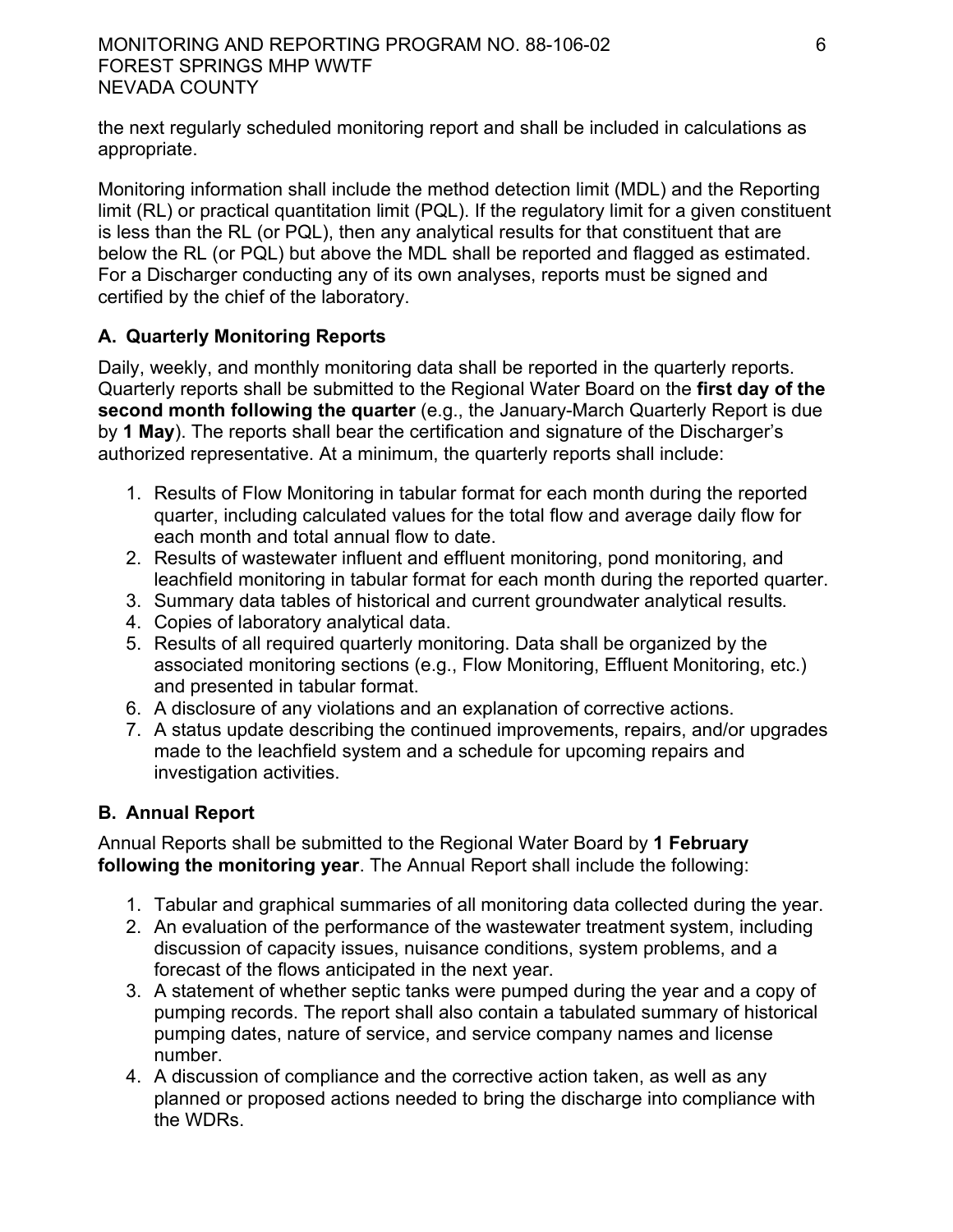the next regularly scheduled monitoring report and shall be included in calculations as appropriate.

Monitoring information shall include the method detection limit (MDL) and the Reporting limit (RL) or practical quantitation limit (PQL). If the regulatory limit for a given constituent is less than the RL (or PQL), then any analytical results for that constituent that are below the RL (or PQL) but above the MDL shall be reported and flagged as estimated. For a Discharger conducting any of its own analyses, reports must be signed and certified by the chief of the laboratory.

### A. Quarterly Monitoring Reports

Daily, weekly, and monthly monitoring data shall be reported in the quarterly reports. Quarterly reports shall be submitted to the Regional Water Board on the **first day of the second month following the quarter** (e.g., the January-March Quarterly Report is due by **1 May**). The reports shall bear the certification and signature of the Discharger's authorized representative. At a minimum, the quarterly reports shall include:

1. Results of Flow Monitoring in tabular format for each month during the reported quarter, including calculated values for the total flow and average daily flow for each month and total annual flow to date.
2. Results of wastewater influent and effluent monitoring, pond monitoring, and leachfield monitoring in tabular format for each month during the reported quarter.
3. Summary data tables of historical and current groundwater analytical results.
4. Copies of laboratory analytical data.
5. Results of all required quarterly monitoring. Data shall be organized by the associated monitoring sections (e.g., Flow Monitoring, Effluent Monitoring, etc.) and presented in tabular format.
6. A disclosure of any violations and an explanation of corrective actions.
7. A status update describing the continued improvements, repairs, and/or upgrades made to the leachfield system and a schedule for upcoming repairs and investigation activities.

### B. Annual Report

Annual Reports shall be submitted to the Regional Water Board by **1 February following the monitoring year**. The Annual Report shall include the following:

1. Tabular and graphical summaries of all monitoring data collected during the year.
2. An evaluation of the performance of the wastewater treatment system, including discussion of capacity issues, nuisance conditions, system problems, and a forecast of the flows anticipated in the next year.
3. A statement of whether septic tanks were pumped during the year and a copy of pumping records. The report shall also contain a tabulated summary of historical pumping dates, nature of service, and service company names and license number.
4. A discussion of compliance and the corrective action taken, as well as any planned or proposed actions needed to bring the discharge into compliance with the WDRs.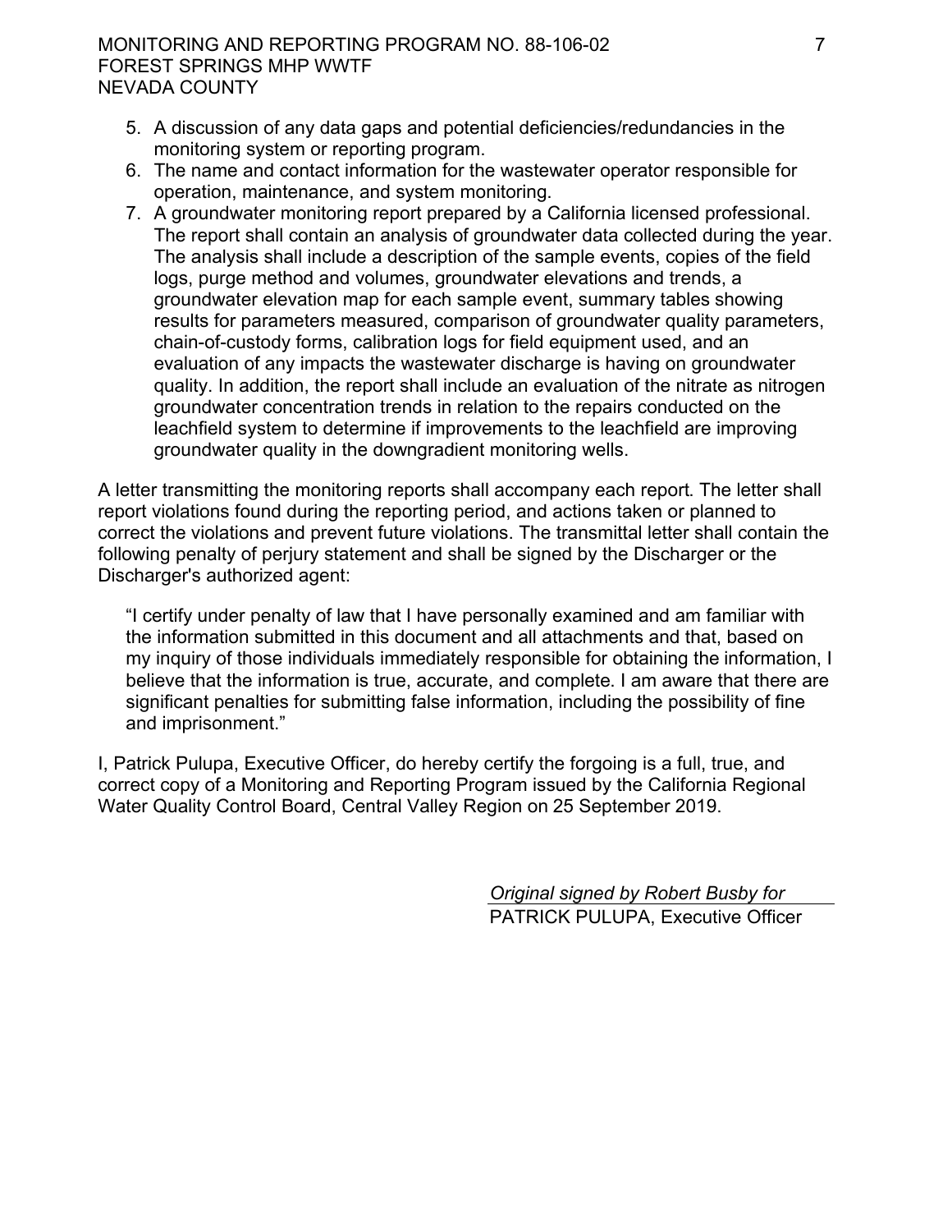5. A discussion of any data gaps and potential deficiencies/redundancies in the monitoring system or reporting program.
6. The name and contact information for the wastewater operator responsible for operation, maintenance, and system monitoring.
7. A groundwater monitoring report prepared by a California licensed professional. The report shall contain an analysis of groundwater data collected during the year. The analysis shall include a description of the sample events, copies of the field logs, purge method and volumes, groundwater elevations and trends, a groundwater elevation map for each sample event, summary tables showing results for parameters measured, comparison of groundwater quality parameters, chain-of-custody forms, calibration logs for field equipment used, and an evaluation of any impacts the wastewater discharge is having on groundwater quality. In addition, the report shall include an evaluation of the nitrate as nitrogen groundwater concentration trends in relation to the repairs conducted on the leachfield system to determine if improvements to the leachfield are improving groundwater quality in the downgradient monitoring wells.

A letter transmitting the monitoring reports shall accompany each report. The letter shall report violations found during the reporting period, and actions taken or planned to correct the violations and prevent future violations. The transmittal letter shall contain the following penalty of perjury statement and shall be signed by the Discharger or the Discharger's authorized agent:

> "I certify under penalty of law that I have personally examined and am familiar with the information submitted in this document and all attachments and that, based on my inquiry of those individuals immediately responsible for obtaining the information, I believe that the information is true, accurate, and complete. I am aware that there are significant penalties for submitting false information, including the possibility of fine and imprisonment."

I, Patrick Pulupa, Executive Officer, do hereby certify the forgoing is a full, true, and correct copy of a Monitoring and Reporting Program issued by the California Regional Water Quality Control Board, Central Valley Region on 25 September 2019.

*Original signed by Robert Busby for*
PATRICK PULUPA, Executive Officer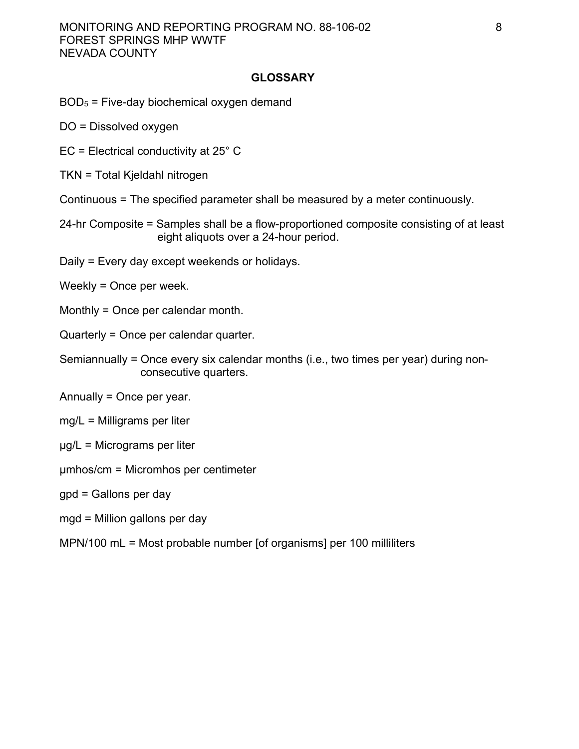## GLOSSARY

$BOD_5$ = Five-day biochemical oxygen demand

DO = Dissolved oxygen

EC = Electrical conductivity at 25° C

TKN = Total Kjeldahl nitrogen

Continuous = The specified parameter shall be measured by a meter continuously.

24-hr Composite = Samples shall be a flow-proportioned composite consisting of at least eight aliquots over a 24-hour period.

Daily = Every day except weekends or holidays.

Weekly = Once per week.

Monthly = Once per calendar month.

Quarterly = Once per calendar quarter.

Semiannually = Once every six calendar months (i.e., two times per year) during non-consecutive quarters.

Annually = Once per year.

mg/L = Milligrams per liter

μg/L = Micrograms per liter

μmhos/cm = Micromhos per centimeter

gpd = Gallons per day

mgd = Million gallons per day

MPN/100 mL = Most probable number [of organisms] per 100 milliliters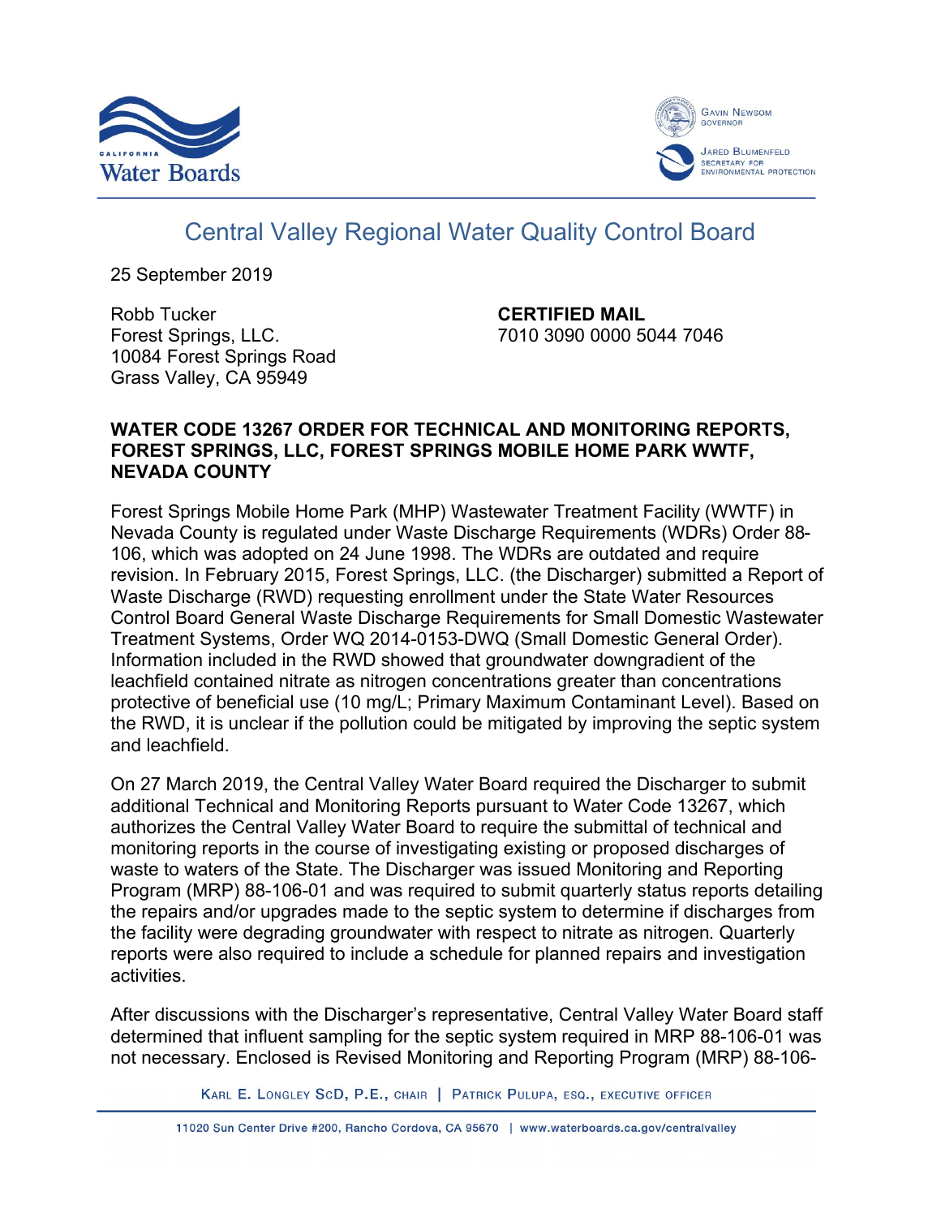California Water Boards

Gavin Newsom, Governor
Jared Blumenfeld, Secretary for Environmental Protection

# Central Valley Regional Water Quality Control Board

25 September 2019

Robb Tucker
Forest Springs, LLC.
10084 Forest Springs Road
Grass Valley, CA 95949

**CERTIFIED MAIL**
7010 3090 0000 5044 7046

**WATER CODE 13267 ORDER FOR TECHNICAL AND MONITORING REPORTS, FOREST SPRINGS, LLC, FOREST SPRINGS MOBILE HOME PARK WWTF, NEVADA COUNTY**

Forest Springs Mobile Home Park (MHP) Wastewater Treatment Facility (WWTF) in Nevada County is regulated under Waste Discharge Requirements (WDRs) Order 88-106, which was adopted on 24 June 1998. The WDRs are outdated and require revision. In February 2015, Forest Springs, LLC. (the Discharger) submitted a Report of Waste Discharge (RWD) requesting enrollment under the State Water Resources Control Board General Waste Discharge Requirements for Small Domestic Wastewater Treatment Systems, Order WQ 2014-0153-DWQ (Small Domestic General Order). Information included in the RWD showed that groundwater downgradient of the leachfield contained nitrate as nitrogen concentrations greater than concentrations protective of beneficial use (10 mg/L; Primary Maximum Contaminant Level). Based on the RWD, it is unclear if the pollution could be mitigated by improving the septic system and leachfield.

On 27 March 2019, the Central Valley Water Board required the Discharger to submit additional Technical and Monitoring Reports pursuant to Water Code 13267, which authorizes the Central Valley Water Board to require the submittal of technical and monitoring reports in the course of investigating existing or proposed discharges of waste to waters of the State. The Discharger was issued Monitoring and Reporting Program (MRP) 88-106-01 and was required to submit quarterly status reports detailing the repairs and/or upgrades made to the septic system to determine if discharges from the facility were degrading groundwater with respect to nitrate as nitrogen. Quarterly reports were also required to include a schedule for planned repairs and investigation activities.

After discussions with the Discharger's representative, Central Valley Water Board staff determined that influent sampling for the septic system required in MRP 88-106-01 was not necessary. Enclosed is Revised Monitoring and Reporting Program (MRP) 88-106-

Karl E. Longley ScD, P.E., Chair | Patrick Pulupa, Esq., Executive Officer

11020 Sun Center Drive #200, Rancho Cordova, CA 95670 | www.waterboards.ca.gov/centralvalley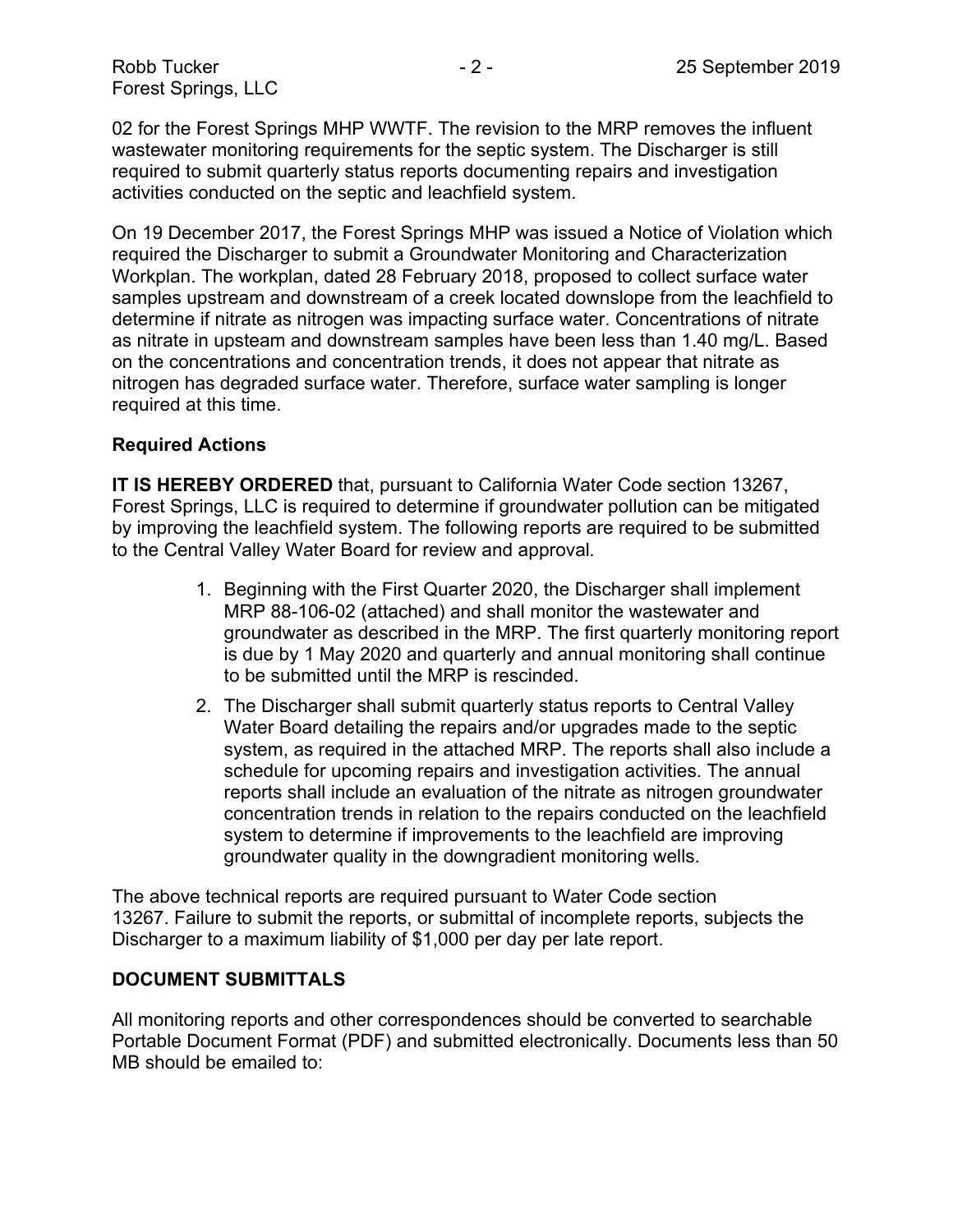02 for the Forest Springs MHP WWTF. The revision to the MRP removes the influent wastewater monitoring requirements for the septic system. The Discharger is still required to submit quarterly status reports documenting repairs and investigation activities conducted on the septic and leachfield system.

On 19 December 2017, the Forest Springs MHP was issued a Notice of Violation which required the Discharger to submit a Groundwater Monitoring and Characterization Workplan. The workplan, dated 28 February 2018, proposed to collect surface water samples upstream and downstream of a creek located downslope from the leachfield to determine if nitrate as nitrogen was impacting surface water. Concentrations of nitrate as nitrate in upsteam and downstream samples have been less than 1.40 mg/L. Based on the concentrations and concentration trends, it does not appear that nitrate as nitrogen has degraded surface water. Therefore, surface water sampling is longer required at this time.

**Required Actions**

**IT IS HEREBY ORDERED** that, pursuant to California Water Code section 13267, Forest Springs, LLC is required to determine if groundwater pollution can be mitigated by improving the leachfield system. The following reports are required to be submitted to the Central Valley Water Board for review and approval.

1. Beginning with the First Quarter 2020, the Discharger shall implement MRP 88-106-02 (attached) and shall monitor the wastewater and groundwater as described in the MRP. The first quarterly monitoring report is due by 1 May 2020 and quarterly and annual monitoring shall continue to be submitted until the MRP is rescinded.
2. The Discharger shall submit quarterly status reports to Central Valley Water Board detailing the repairs and/or upgrades made to the septic system, as required in the attached MRP. The reports shall also include a schedule for upcoming repairs and investigation activities. The annual reports shall include an evaluation of the nitrate as nitrogen groundwater concentration trends in relation to the repairs conducted on the leachfield system to determine if improvements to the leachfield are improving groundwater quality in the downgradient monitoring wells.

The above technical reports are required pursuant to Water Code section 13267. Failure to submit the reports, or submittal of incomplete reports, subjects the Discharger to a maximum liability of $1,000 per day per late report.

**DOCUMENT SUBMITTALS**

All monitoring reports and other correspondences should be converted to searchable Portable Document Format (PDF) and submitted electronically. Documents less than 50 MB should be emailed to: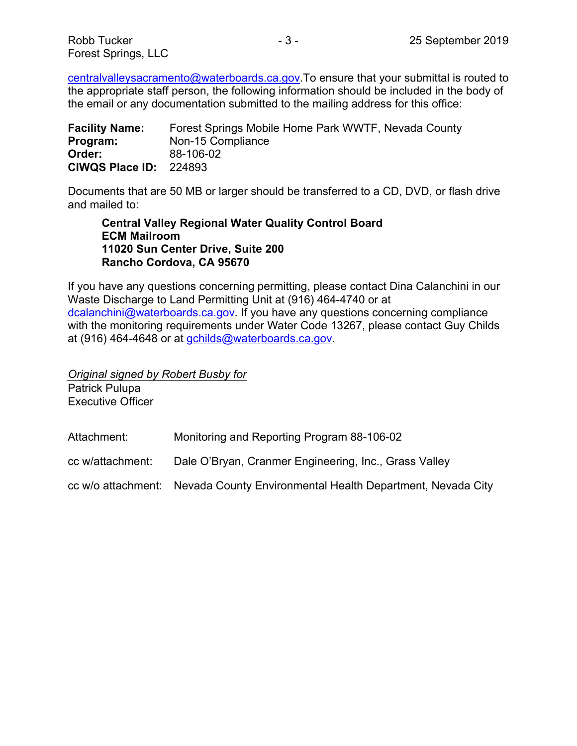centralvalleysacramento@waterboards.ca.gov.To ensure that your submittal is routed to the appropriate staff person, the following information should be included in the body of the email or any documentation submitted to the mailing address for this office:

**Facility Name:** Forest Springs Mobile Home Park WWTF, Nevada County
**Program:** Non-15 Compliance
**Order:** 88-106-02
**CIWQS Place ID:** 224893

Documents that are 50 MB or larger should be transferred to a CD, DVD, or flash drive and mailed to:

> **Central Valley Regional Water Quality Control Board**
> **ECM Mailroom**
> **11020 Sun Center Drive, Suite 200**
> **Rancho Cordova, CA 95670**

If you have any questions concerning permitting, please contact Dina Calanchini in our Waste Discharge to Land Permitting Unit at (916) 464-4740 or at dcalanchini@waterboards.ca.gov. If you have any questions concerning compliance with the monitoring requirements under Water Code 13267, please contact Guy Childs at (916) 464-4648 or at gchilds@waterboards.ca.gov.

*Original signed by Robert Busby for*
Patrick Pulupa
Executive Officer

Attachment: Monitoring and Reporting Program 88-106-02

cc w/attachment: Dale O'Bryan, Cranmer Engineering, Inc., Grass Valley

cc w/o attachment: Nevada County Environmental Health Department, Nevada City